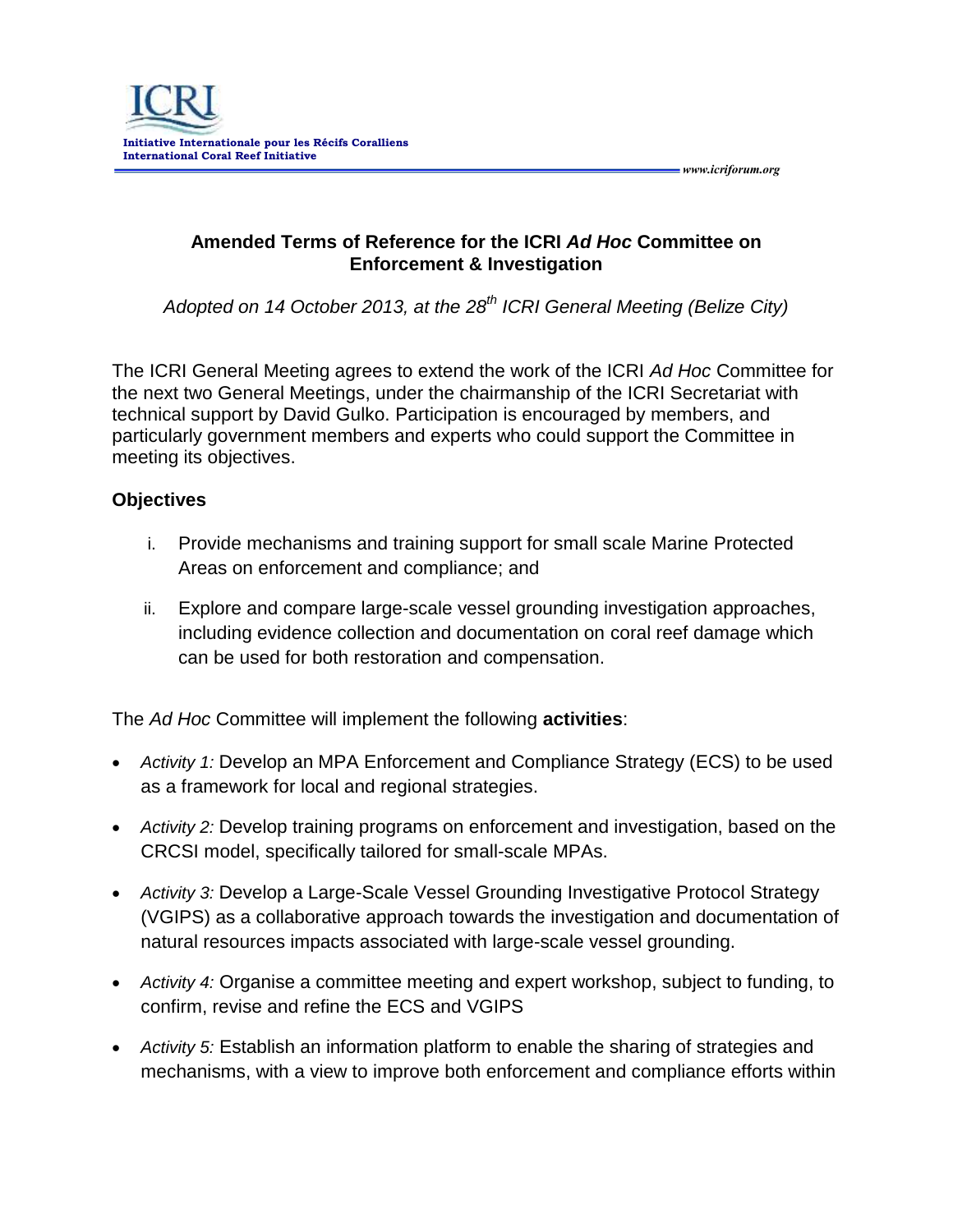# Amended Terms of Reference for the ICRI *Ad Hoc* Committee on Enforcement & Investigation

*Adopted on 14 October 2013, at the 28th ICRI General Meeting (Belize City)*

The ICRI General Meeting agrees to extend the work of the ICRI *Ad Hoc* Committee for the next two General Meetings, under the chairmanship of the ICRI Secretariat with technical support by David Gulko. Participation is encouraged by members, and particularly government members and experts who could support the Committee in meeting its objectives.

## Objectives

i. Provide mechanisms and training support for small scale Marine Protected Areas on enforcement and compliance; and

ii. Explore and compare large-scale vessel grounding investigation approaches, including evidence collection and documentation on coral reef damage which can be used for both restoration and compensation.

The *Ad Hoc* Committee will implement the following **activities**:

- *Activity 1:* Develop an MPA Enforcement and Compliance Strategy (ECS) to be used as a framework for local and regional strategies.
- *Activity 2:* Develop training programs on enforcement and investigation, based on the CRCSI model, specifically tailored for small-scale MPAs.
- *Activity 3:* Develop a Large-Scale Vessel Grounding Investigative Protocol Strategy (VGIPS) as a collaborative approach towards the investigation and documentation of natural resources impacts associated with large-scale vessel grounding.
- *Activity 4:* Organise a committee meeting and expert workshop, subject to funding, to confirm, revise and refine the ECS and VGIPS
- *Activity 5:* Establish an information platform to enable the sharing of strategies and mechanisms, with a view to improve both enforcement and compliance efforts within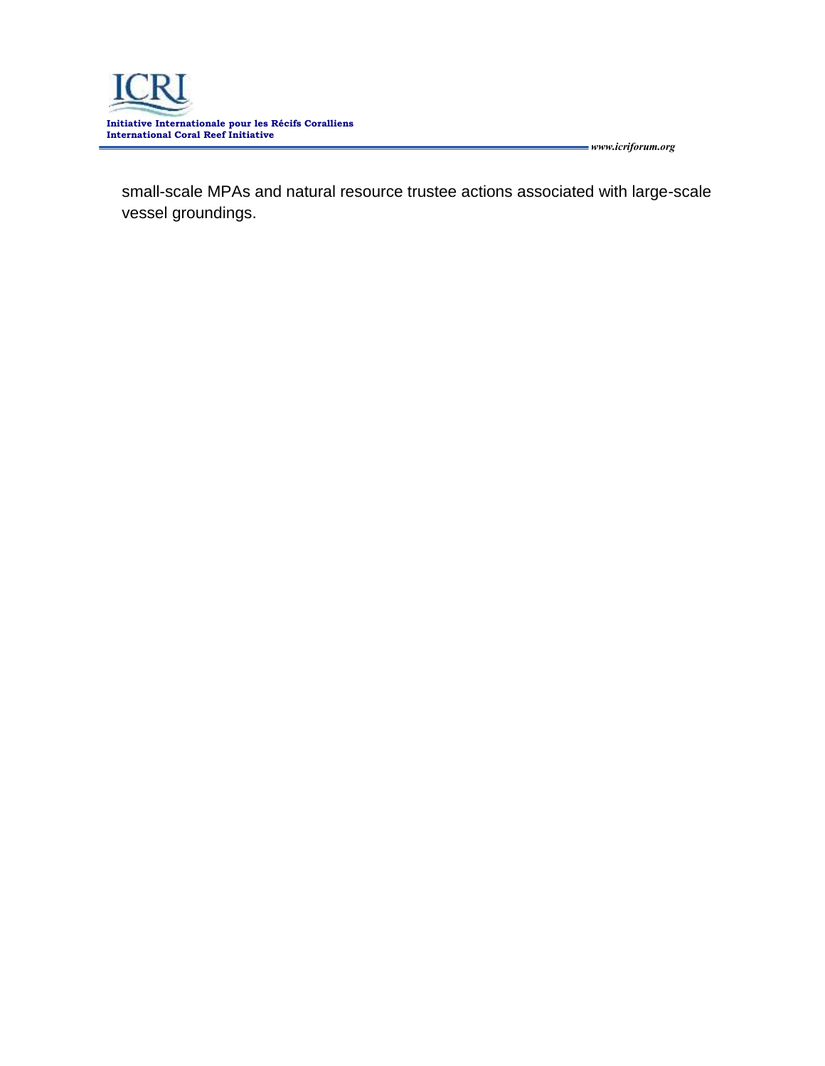small-scale MPAs and natural resource trustee actions associated with large-scale vessel groundings.